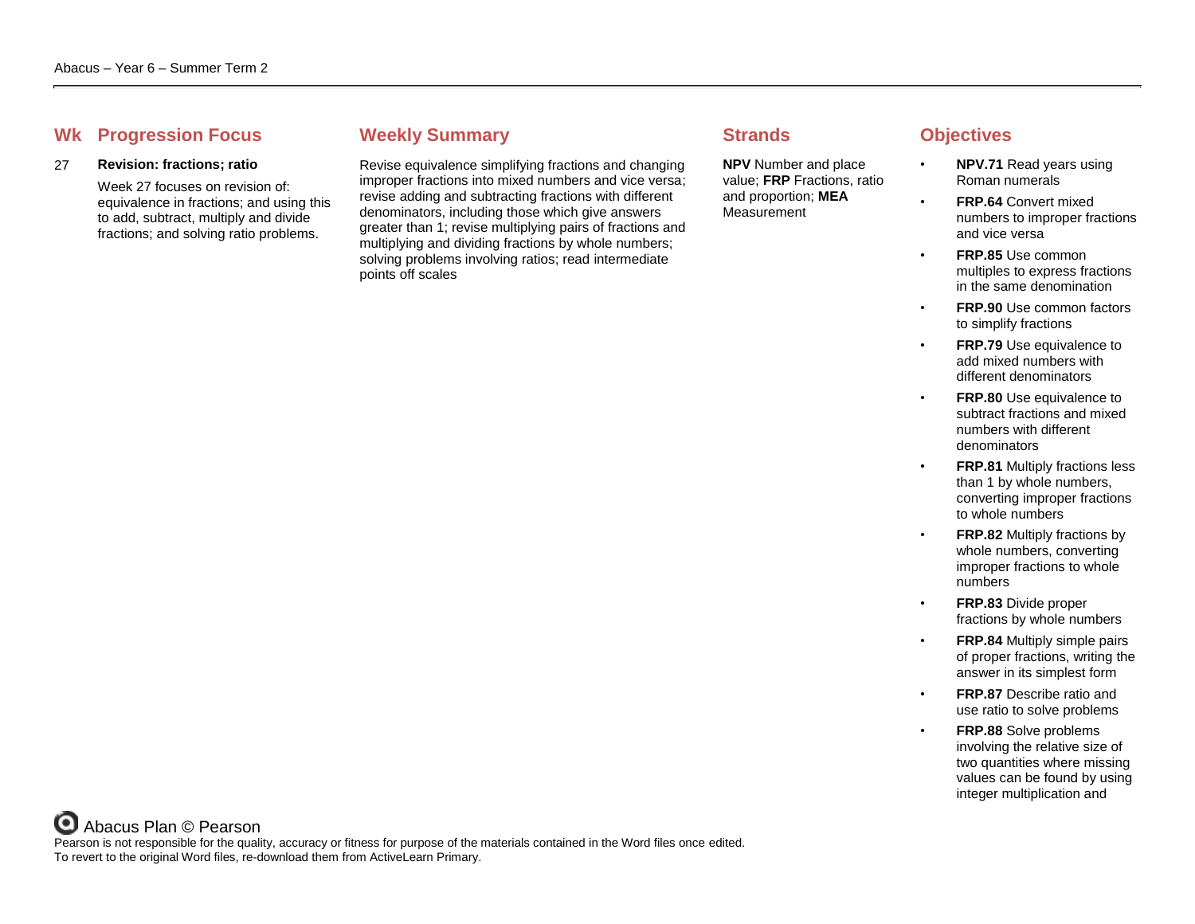| Wk | Progression Focus | Weekly Summary | Strands | Objectives |
|---|---|---|---|---|
| 27 | **Revision: fractions; ratio**<br><br>Week 27 focuses on revision of: equivalence in fractions; and using this to add, subtract, multiply and divide fractions; and solving ratio problems. | Revise equivalence simplifying fractions and changing improper fractions into mixed numbers and vice versa; revise adding and subtracting fractions with different denominators, including those which give answers greater than 1; revise multiplying pairs of fractions and multiplying and dividing fractions by whole numbers; solving problems involving ratios; read intermediate points off scales | **NPV** Number and place value; **FRP** Fractions, ratio and proportion; **MEA** Measurement | • **NPV.71** Read years using Roman numerals<br>• **FRP.64** Convert mixed numbers to improper fractions and vice versa<br>• **FRP.85** Use common multiples to express fractions in the same denomination<br>• **FRP.90** Use common factors to simplify fractions<br>• **FRP.79** Use equivalence to add mixed numbers with different denominators<br>• **FRP.80** Use equivalence to subtract fractions and mixed numbers with different denominators<br>• **FRP.81** Multiply fractions less than 1 by whole numbers, converting improper fractions to whole numbers<br>• **FRP.82** Multiply fractions by whole numbers, converting improper fractions to whole numbers<br>• **FRP.83** Divide proper fractions by whole numbers<br>• **FRP.84** Multiply simple pairs of proper fractions, writing the answer in its simplest form<br>• **FRP.87** Describe ratio and use ratio to solve problems<br>• **FRP.88** Solve problems involving the relative size of two quantities where missing values can be found by using integer multiplication and |

Abacus Plan © Pearson

Pearson is not responsible for the quality, accuracy or fitness for purpose of the materials contained in the Word files once edited.
To revert to the original Word files, re-download them from ActiveLearn Primary.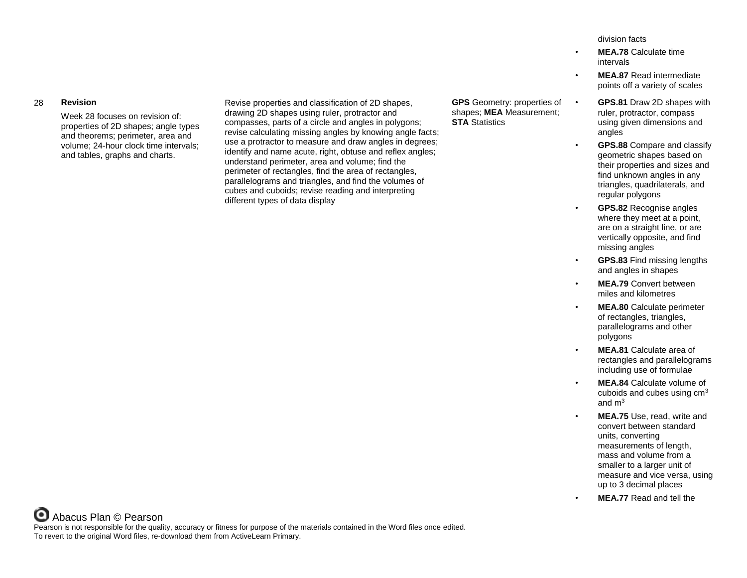| | | | | |
|---|---|---|---|---|
| | | | | division facts<br>• **MEA.78** Calculate time intervals<br>• **MEA.87** Read intermediate points off a variety of scales |
| 28 | **Revision**<br><br>Week 28 focuses on revision of: properties of 2D shapes; angle types and theorems; perimeter, area and volume; 24-hour clock time intervals; and tables, graphs and charts. | Revise properties and classification of 2D shapes, drawing 2D shapes using ruler, protractor and compasses, parts of a circle and angles in polygons; revise calculating missing angles by knowing angle facts; use a protractor to measure and draw angles in degrees; identify and name acute, right, obtuse and reflex angles; understand perimeter, area and volume; find the perimeter of rectangles, find the area of rectangles, parallelograms and triangles, and find the volumes of cubes and cuboids; revise reading and interpreting different types of data display | **GPS** Geometry: properties of shapes; **MEA** Measurement; **STA** Statistics | • **GPS.81** Draw 2D shapes with ruler, protractor, compass using given dimensions and angles<br>• **GPS.88** Compare and classify geometric shapes based on their properties and sizes and find unknown angles in any triangles, quadrilaterals, and regular polygons<br>• **GPS.82** Recognise angles where they meet at a point, are on a straight line, or are vertically opposite, and find missing angles<br>• **GPS.83** Find missing lengths and angles in shapes<br>• **MEA.79** Convert between miles and kilometres<br>• **MEA.80** Calculate perimeter of rectangles, triangles, parallelograms and other polygons<br>• **MEA.81** Calculate area of rectangles and parallelograms including use of formulae<br>• **MEA.84** Calculate volume of cuboids and cubes using $cm^3$ and $m^3$<br>• **MEA.75** Use, read, write and convert between standard units, converting measurements of length, mass and volume from a smaller to a larger unit of measure and vice versa, using up to 3 decimal places<br>• **MEA.77** Read and tell the |

Abacus Plan © Pearson

Pearson is not responsible for the quality, accuracy or fitness for purpose of the materials contained in the Word files once edited.
To revert to the original Word files, re-download them from ActiveLearn Primary.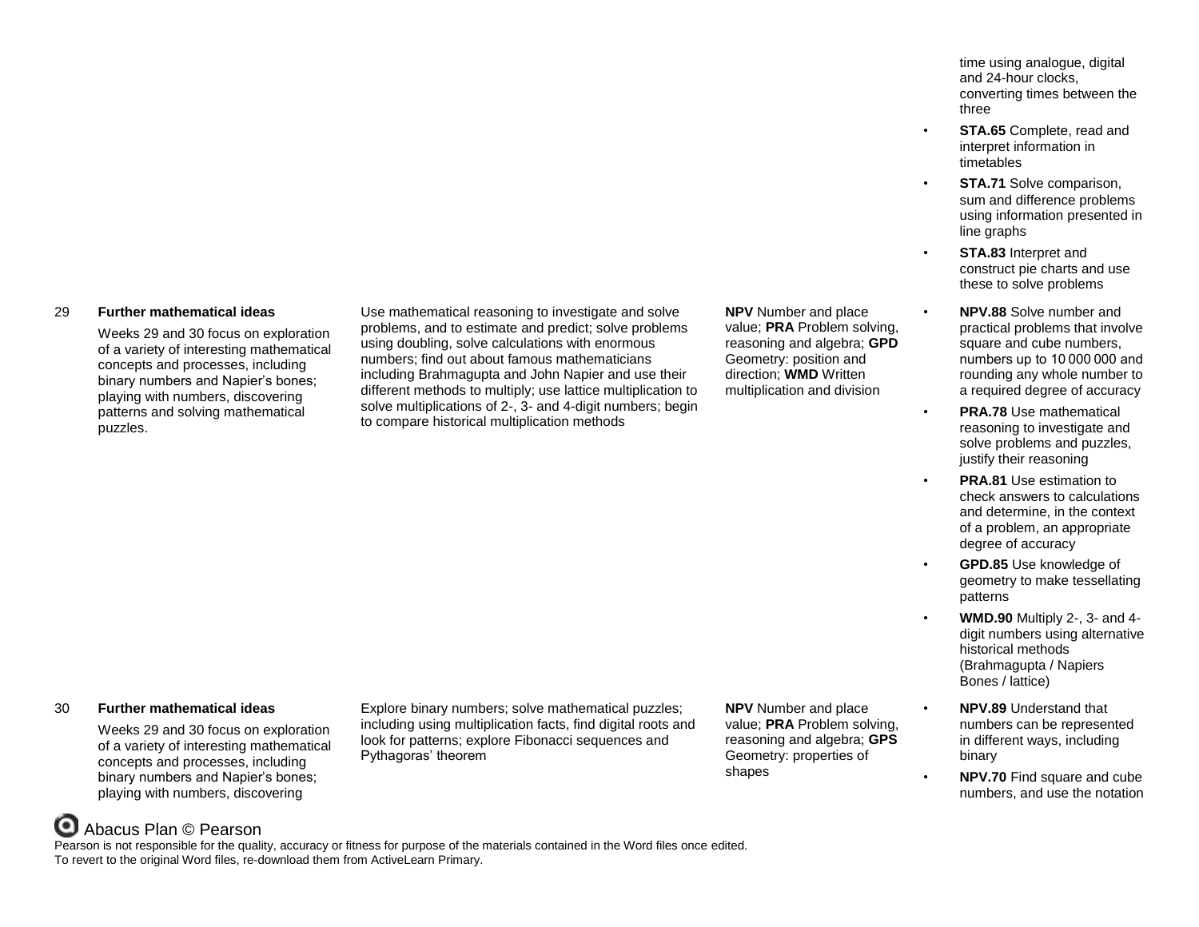| | | | | |
|---|---|---|---|---|
| | | | | time using analogue, digital and 24-hour clocks, converting times between the three<br>• **STA.65** Complete, read and interpret information in timetables<br>• **STA.71** Solve comparison, sum and difference problems using information presented in line graphs<br>• **STA.83** Interpret and construct pie charts and use these to solve problems |
| 29 | **Further mathematical ideas**<br>Weeks 29 and 30 focus on exploration of a variety of interesting mathematical concepts and processes, including binary numbers and Napier's bones; playing with numbers, discovering patterns and solving mathematical puzzles. | Use mathematical reasoning to investigate and solve problems, and to estimate and predict; solve problems using doubling, solve calculations with enormous numbers; find out about famous mathematicians including Brahmagupta and John Napier and use their different methods to multiply; use lattice multiplication to solve multiplications of 2-, 3- and 4-digit numbers; begin to compare historical multiplication methods | **NPV** Number and place value; **PRA** Problem solving, reasoning and algebra; **GPD** Geometry: position and direction; **WMD** Written multiplication and division | • **NPV.88** Solve number and practical problems that involve square and cube numbers, numbers up to 10 000 000 and rounding any whole number to a required degree of accuracy<br>• **PRA.78** Use mathematical reasoning to investigate and solve problems and puzzles, justify their reasoning<br>• **PRA.81** Use estimation to check answers to calculations and determine, in the context of a problem, an appropriate degree of accuracy<br>• **GPD.85** Use knowledge of geometry to make tessellating patterns<br>• **WMD.90** Multiply 2-, 3- and 4-digit numbers using alternative historical methods (Brahmagupta / Napiers Bones / lattice) |
| 30 | **Further mathematical ideas**<br>Weeks 29 and 30 focus on exploration of a variety of interesting mathematical concepts and processes, including binary numbers and Napier's bones; playing with numbers, discovering | Explore binary numbers; solve mathematical puzzles; including using multiplication facts, find digital roots and look for patterns; explore Fibonacci sequences and Pythagoras' theorem | **NPV** Number and place value; **PRA** Problem solving, reasoning and algebra; **GPS** Geometry: properties of shapes | • **NPV.89** Understand that numbers can be represented in different ways, including binary<br>• **NPV.70** Find square and cube numbers, and use the notation |

Abacus Plan © Pearson

Pearson is not responsible for the quality, accuracy or fitness for purpose of the materials contained in the Word files once edited.
To revert to the original Word files, re-download them from ActiveLearn Primary.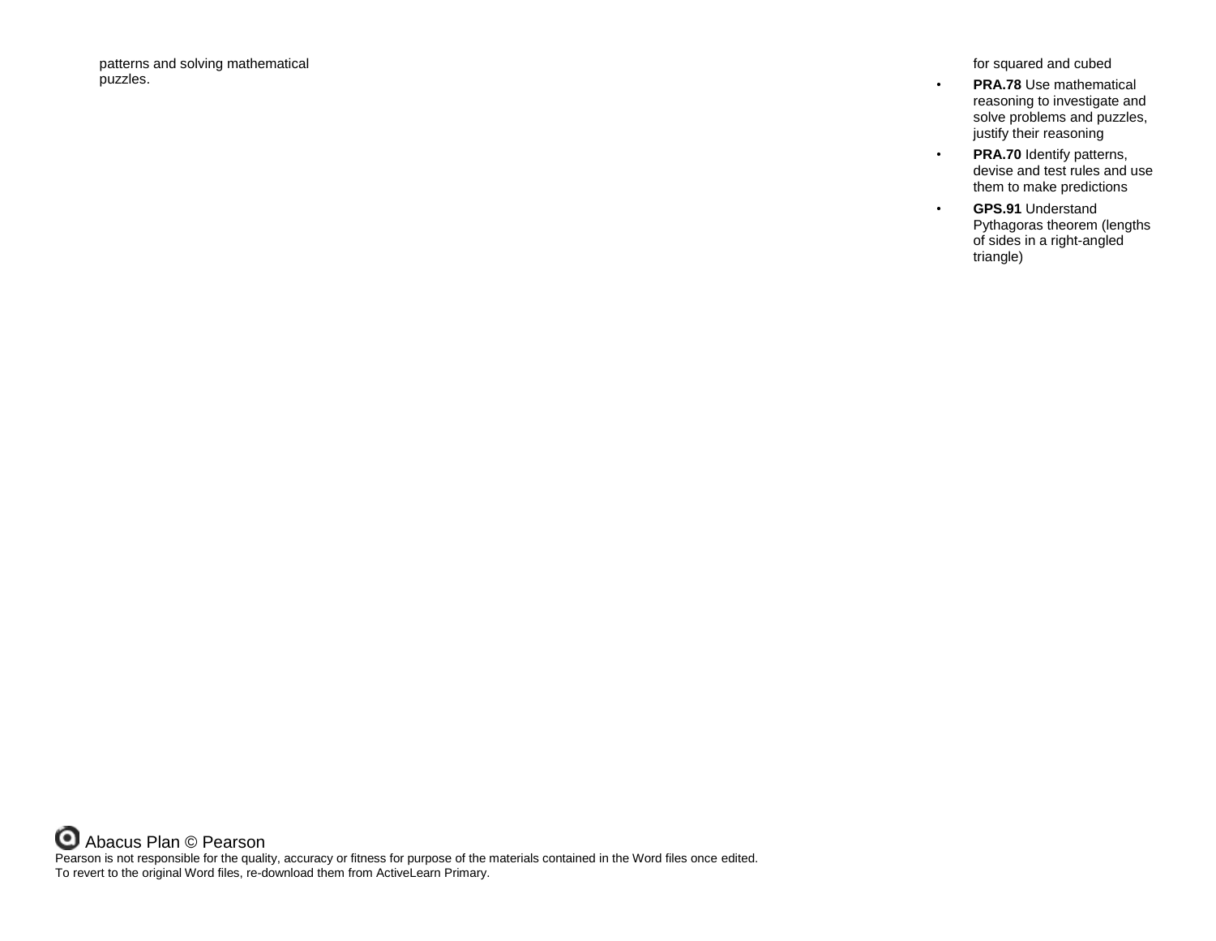patterns and solving mathematical puzzles.

for squared and cubed

- **PRA.78** Use mathematical reasoning to investigate and solve problems and puzzles, justify their reasoning
- **PRA.70** Identify patterns, devise and test rules and use them to make predictions
- **GPS.91** Understand Pythagoras theorem (lengths of sides in a right-angled triangle)

Abacus Plan © Pearson

Pearson is not responsible for the quality, accuracy or fitness for purpose of the materials contained in the Word files once edited.
To revert to the original Word files, re-download them from ActiveLearn Primary.